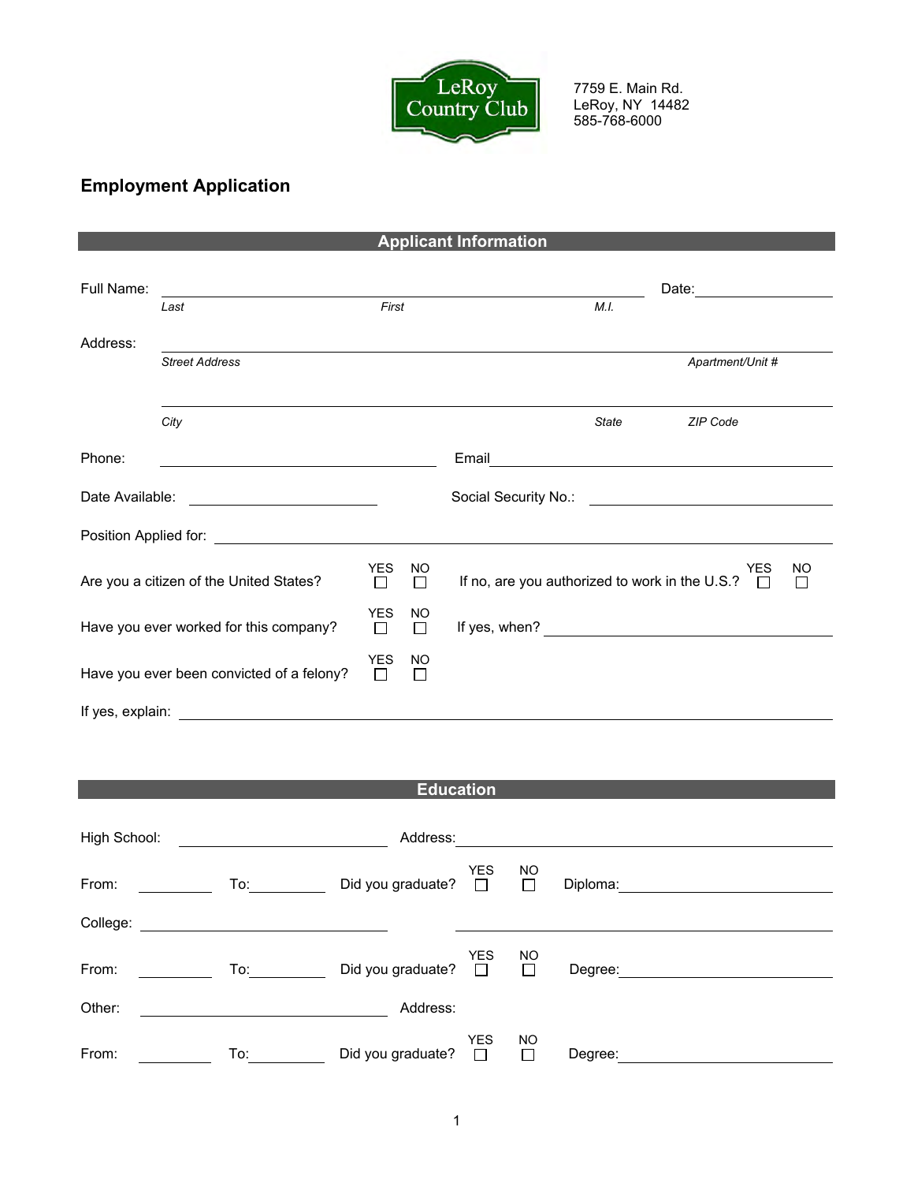LeRoy Country Club

7759 E. Main Rd.
LeRoy, NY 14482
585-768-6000

## Employment Application

### Applicant Information

Full Name: ______________________________________ Date: ____________

*Last* *First* *M.I.*

Address: ______________________________________________________

*Street Address* *Apartment/Unit #*

______________________________________________________

*City* *State* *ZIP Code*

Phone: ____________________ Email ____________________

Date Available: ____________________ Social Security No.: ____________________

Position Applied for: ______________________________________________

Are you a citizen of the United States? YES ☐ NO ☐ If no, are you authorized to work in the U.S.? YES ☐ NO ☐

Have you ever worked for this company? YES ☐ NO ☐ If yes, when? ____________________

Have you ever been convicted of a felony? YES ☐ NO ☐

If yes, explain: ______________________________________________

### Education

High School: ____________________ Address: ____________________

From: __________ To: __________ Did you graduate? YES ☐ NO ☐ Diploma: ____________________

College: ____________________ ____________________

From: __________ To: __________ Did you graduate? YES ☐ NO ☐ Degree: ____________________

Other: ____________________ Address:

From: __________ To: __________ Did you graduate? YES ☐ NO ☐ Degree: ____________________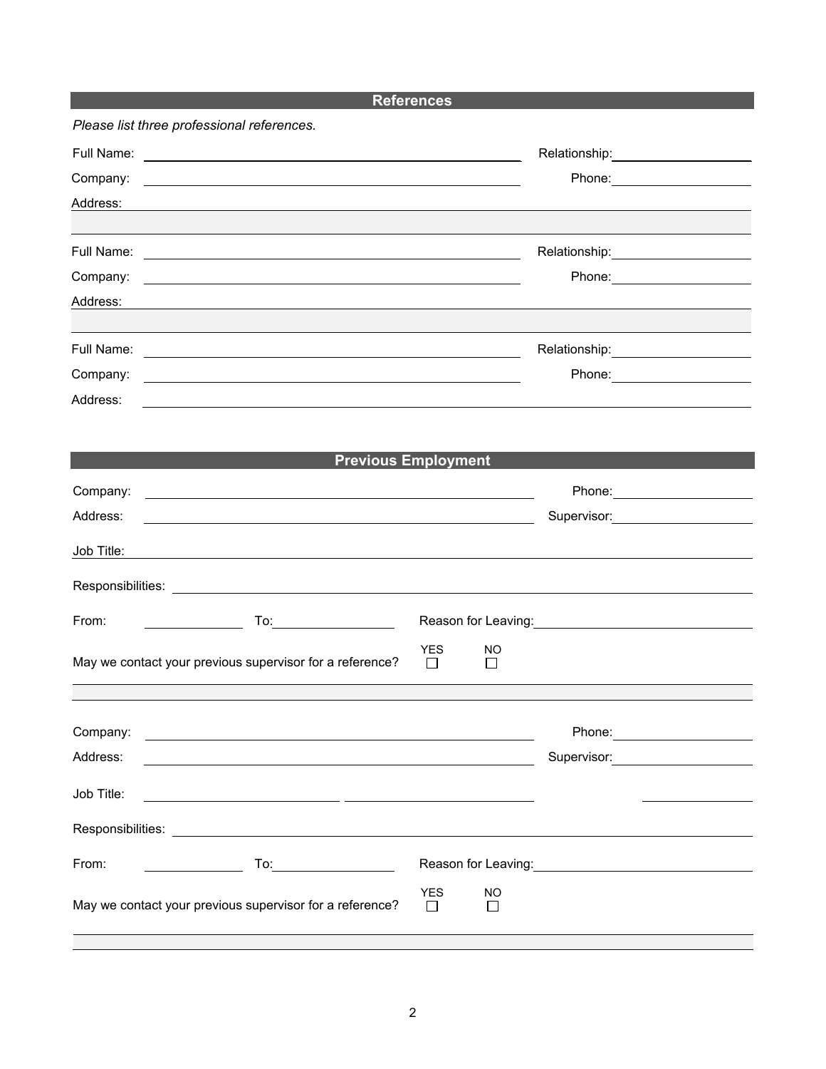## References

*Please list three professional references.*

Full Name: ______________________________ Relationship: ______________

Company: ______________________________ Phone: ______________

Address: ______________________________________________

Full Name: ______________________________ Relationship: ______________

Company: ______________________________ Phone: ______________

Address: ______________________________________________

Full Name: ______________________________ Relationship: ______________

Company: ______________________________ Phone: ______________

Address: ______________________________________________

## Previous Employment

Company: ______________________________ Phone: ______________

Address: ______________________________ Supervisor: ______________

Job Title: ______________________________________________

Responsibilities: ______________________________________________

From: __________ To: __________ Reason for Leaving: ______________

May we contact your previous supervisor for a reference? YES ☐ NO ☐

Company: ______________________________ Phone: ______________

Address: ______________________________ Supervisor: ______________

Job Title: ______________________________________________

Responsibilities: ______________________________________________

From: __________ To: __________ Reason for Leaving: ______________

May we contact your previous supervisor for a reference? YES ☐ NO ☐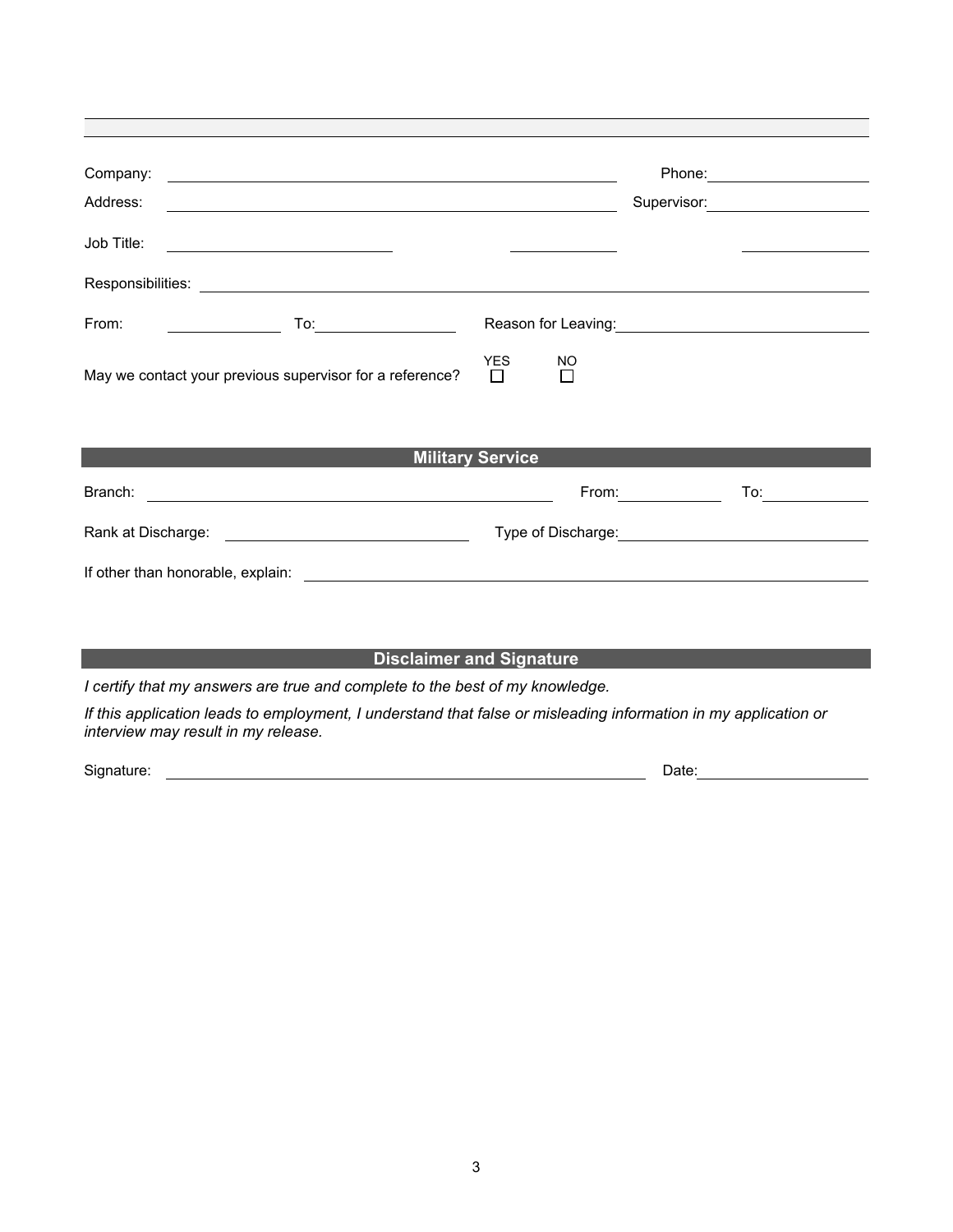Company: ______________________________ Phone: ______________

Address: ______________________________ Supervisor: ______________

Job Title: ______________ ______________ ______________

Responsibilities: ______________________________

From: ______________ To: ______________ Reason for Leaving: ______________

May we contact your previous supervisor for a reference? YES ☐ NO ☐

## Military Service

Branch: ______________________________ From: ______________ To: ______________

Rank at Discharge: ______________ Type of Discharge: ______________

If other than honorable, explain: ______________________________

## Disclaimer and Signature

*I certify that my answers are true and complete to the best of my knowledge.*

*If this application leads to employment, I understand that false or misleading information in my application or interview may result in my release.*

Signature: ______________________________ Date: ______________